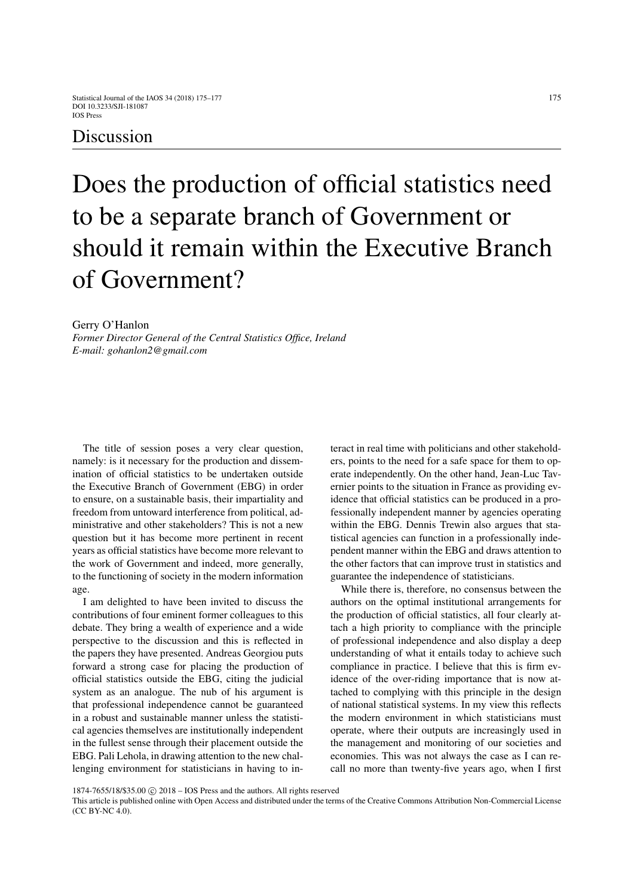Discussion

# Does the production of official statistics need to be a separate branch of Government or should it remain within the Executive Branch of Government?

Gerry O'Hanlon

*Former Director General of the Central Statistics Office, Ireland*

*E-mail: gohanlon2@gmail.com*

The title of session poses a very clear question, namely: is it necessary for the production and dissemination of official statistics to be undertaken outside the Executive Branch of Government (EBG) in order to ensure, on a sustainable basis, their impartiality and freedom from untoward interference from political, administrative and other stakeholders? This is not a new question but it has become more pertinent in recent years as official statistics have become more relevant to the work of Government and indeed, more generally, to the functioning of society in the modern information age.

I am delighted to have been invited to discuss the contributions of four eminent former colleagues to this debate. They bring a wealth of experience and a wide perspective to the discussion and this is reflected in the papers they have presented. Andreas Georgiou puts forward a strong case for placing the production of official statistics outside the EBG, citing the judicial system as an analogue. The nub of his argument is that professional independence cannot be guaranteed in a robust and sustainable manner unless the statistical agencies themselves are institutionally independent in the fullest sense through their placement outside the EBG. Pali Lehola, in drawing attention to the new challenging environment for statisticians in having to interact in real time with politicians and other stakeholders, points to the need for a safe space for them to operate independently. On the other hand, Jean-Luc Tavernier points to the situation in France as providing evidence that official statistics can be produced in a professionally independent manner by agencies operating within the EBG. Dennis Trewin also argues that statistical agencies can function in a professionally independent manner within the EBG and draws attention to the other factors that can improve trust in statistics and guarantee the independence of statisticians.

While there is, therefore, no consensus between the authors on the optimal institutional arrangements for the production of official statistics, all four clearly attach a high priority to compliance with the principle of professional independence and also display a deep understanding of what it entails today to achieve such compliance in practice. I believe that this is firm evidence of the over-riding importance that is now attached to complying with this principle in the design of national statistical systems. In my view this reflects the modern environment in which statisticians must operate, where their outputs are increasingly used in the management and monitoring of our societies and economies. This was not always the case as I can recall no more than twenty-five years ago, when I first

1874-7655/18/$35.00 © 2018 – IOS Press and the authors. All rights reserved

This article is published online with Open Access and distributed under the terms of the Creative Commons Attribution Non-Commercial License (CC BY-NC 4.0).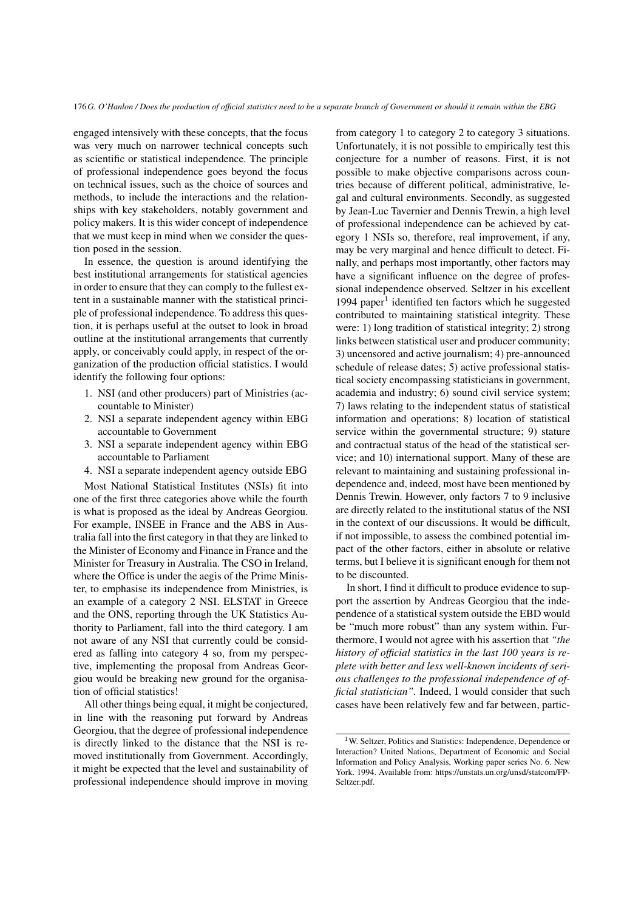engaged intensively with these concepts, that the focus was very much on narrower technical concepts such as scientific or statistical independence. The principle of professional independence goes beyond the focus on technical issues, such as the choice of sources and methods, to include the interactions and the relationships with key stakeholders, notably government and policy makers. It is this wider concept of independence that we must keep in mind when we consider the question posed in the session.

In essence, the question is around identifying the best institutional arrangements for statistical agencies in order to ensure that they can comply to the fullest extent in a sustainable manner with the statistical principle of professional independence. To address this question, it is perhaps useful at the outset to look in broad outline at the institutional arrangements that currently apply, or conceivably could apply, in respect of the organization of the production official statistics. I would identify the following four options:

1. NSI (and other producers) part of Ministries (accountable to Minister)
2. NSI a separate independent agency within EBG accountable to Government
3. NSI a separate independent agency within EBG accountable to Parliament
4. NSI a separate independent agency outside EBG

Most National Statistical Institutes (NSIs) fit into one of the first three categories above while the fourth is what is proposed as the ideal by Andreas Georgiou. For example, INSEE in France and the ABS in Australia fall into the first category in that they are linked to the Minister of Economy and Finance in France and the Minister for Treasury in Australia. The CSO in Ireland, where the Office is under the aegis of the Prime Minister, to emphasise its independence from Ministries, is an example of a category 2 NSI. ELSTAT in Greece and the ONS, reporting through the UK Statistics Authority to Parliament, fall into the third category. I am not aware of any NSI that currently could be considered as falling into category 4 so, from my perspective, implementing the proposal from Andreas Georgiou would be breaking new ground for the organisation of official statistics!

All other things being equal, it might be conjectured, in line with the reasoning put forward by Andreas Georgiou, that the degree of professional independence is directly linked to the distance that the NSI is removed institutionally from Government. Accordingly, it might be expected that the level and sustainability of professional independence should improve in moving from category 1 to category 2 to category 3 situations. Unfortunately, it is not possible to empirically test this conjecture for a number of reasons. First, it is not possible to make objective comparisons across countries because of different political, administrative, legal and cultural environments. Secondly, as suggested by Jean-Luc Tavernier and Dennis Trewin, a high level of professional independence can be achieved by category 1 NSIs so, therefore, real improvement, if any, may be very marginal and hence difficult to detect. Finally, and perhaps most importantly, other factors may have a significant influence on the degree of professional independence observed. Seltzer in his excellent 1994 paper[1] identified ten factors which he suggested contributed to maintaining statistical integrity. These were: 1) long tradition of statistical integrity; 2) strong links between statistical user and producer community; 3) uncensored and active journalism; 4) pre-announced schedule of release dates; 5) active professional statistical society encompassing statisticians in government, academia and industry; 6) sound civil service system; 7) laws relating to the independent status of statistical information and operations; 8) location of statistical service within the governmental structure; 9) stature and contractual status of the head of the statistical service; and 10) international support. Many of these are relevant to maintaining and sustaining professional independence and, indeed, most have been mentioned by Dennis Trewin. However, only factors 7 to 9 inclusive are directly related to the institutional status of the NSI in the context of our discussions. It would be difficult, if not impossible, to assess the combined potential impact of the other factors, either in absolute or relative terms, but I believe it is significant enough for them not to be discounted.

In short, I find it difficult to produce evidence to support the assertion by Andreas Georgiou that the independence of a statistical system outside the EBD would be "much more robust" than any system within. Furthermore, I would not agree with his assertion that *"the history of official statistics in the last 100 years is replete with better and less well-known incidents of serious challenges to the professional independence of official statistician"*. Indeed, I would consider that such cases have been relatively few and far between, partic-

[1] W. Seltzer, Politics and Statistics: Independence, Dependence or Interaction? United Nations, Department of Economic and Social Information and Policy Analysis, Working paper series No. 6. New York. 1994. Available from: https://unstats.un.org/unsd/statcom/FP-Seltzer.pdf.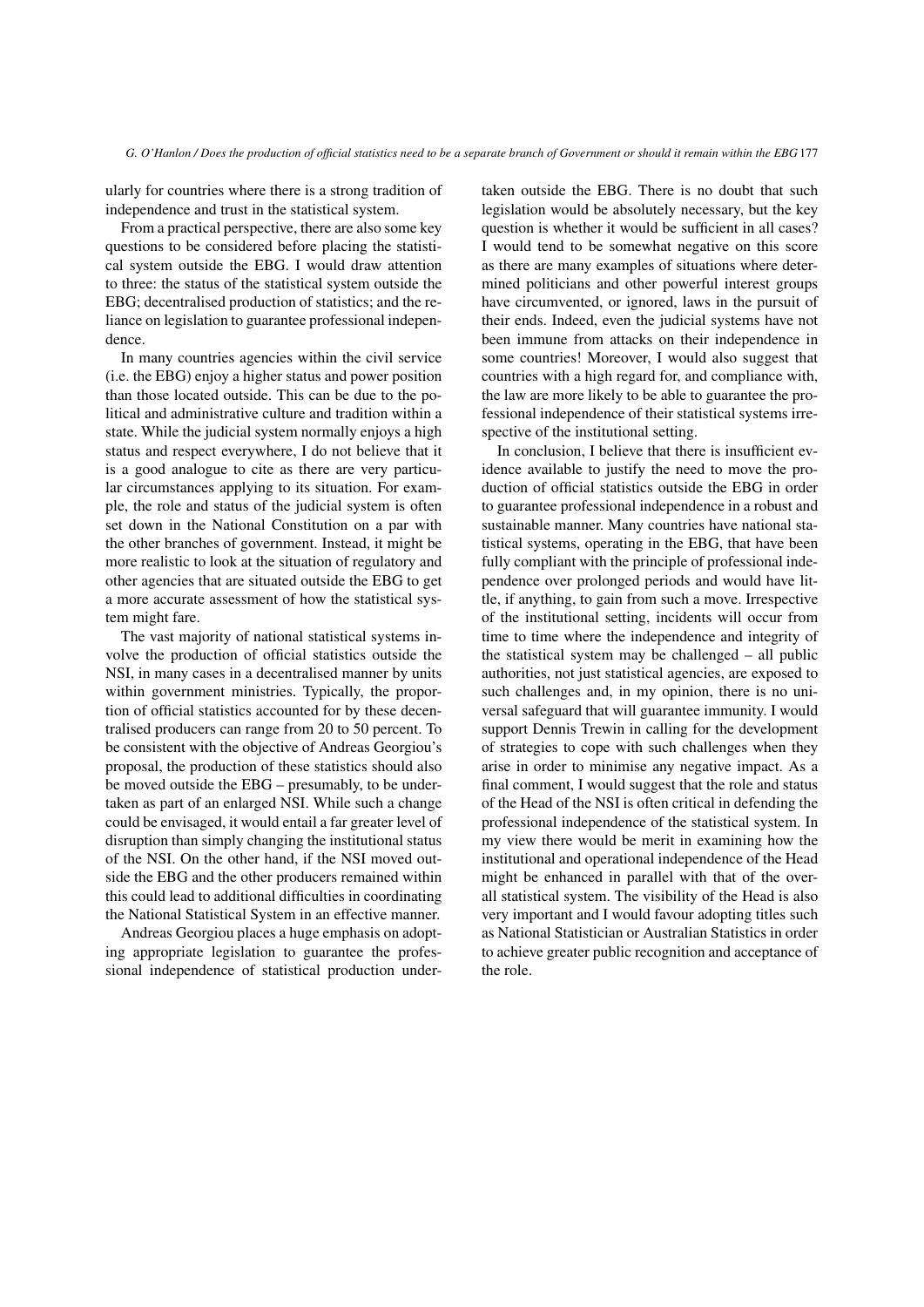ularly for countries where there is a strong tradition of independence and trust in the statistical system.

From a practical perspective, there are also some key questions to be considered before placing the statistical system outside the EBG. I would draw attention to three: the status of the statistical system outside the EBG; decentralised production of statistics; and the reliance on legislation to guarantee professional independence.

In many countries agencies within the civil service (i.e. the EBG) enjoy a higher status and power position than those located outside. This can be due to the political and administrative culture and tradition within a state. While the judicial system normally enjoys a high status and respect everywhere, I do not believe that it is a good analogue to cite as there are very particular circumstances applying to its situation. For example, the role and status of the judicial system is often set down in the National Constitution on a par with the other branches of government. Instead, it might be more realistic to look at the situation of regulatory and other agencies that are situated outside the EBG to get a more accurate assessment of how the statistical system might fare.

The vast majority of national statistical systems involve the production of official statistics outside the NSI, in many cases in a decentralised manner by units within government ministries. Typically, the proportion of official statistics accounted for by these decentralised producers can range from 20 to 50 percent. To be consistent with the objective of Andreas Georgiou's proposal, the production of these statistics should also be moved outside the EBG – presumably, to be undertaken as part of an enlarged NSI. While such a change could be envisaged, it would entail a far greater level of disruption than simply changing the institutional status of the NSI. On the other hand, if the NSI moved outside the EBG and the other producers remained within this could lead to additional difficulties in coordinating the National Statistical System in an effective manner.

Andreas Georgiou places a huge emphasis on adopting appropriate legislation to guarantee the professional independence of statistical production undertaken outside the EBG. There is no doubt that such legislation would be absolutely necessary, but the key question is whether it would be sufficient in all cases? I would tend to be somewhat negative on this score as there are many examples of situations where determined politicians and other powerful interest groups have circumvented, or ignored, laws in the pursuit of their ends. Indeed, even the judicial systems have not been immune from attacks on their independence in some countries! Moreover, I would also suggest that countries with a high regard for, and compliance with, the law are more likely to be able to guarantee the professional independence of their statistical systems irrespective of the institutional setting.

In conclusion, I believe that there is insufficient evidence available to justify the need to move the production of official statistics outside the EBG in order to guarantee professional independence in a robust and sustainable manner. Many countries have national statistical systems, operating in the EBG, that have been fully compliant with the principle of professional independence over prolonged periods and would have little, if anything, to gain from such a move. Irrespective of the institutional setting, incidents will occur from time to time where the independence and integrity of the statistical system may be challenged – all public authorities, not just statistical agencies, are exposed to such challenges and, in my opinion, there is no universal safeguard that will guarantee immunity. I would support Dennis Trewin in calling for the development of strategies to cope with such challenges when they arise in order to minimise any negative impact. As a final comment, I would suggest that the role and status of the Head of the NSI is often critical in defending the professional independence of the statistical system. In my view there would be merit in examining how the institutional and operational independence of the Head might be enhanced in parallel with that of the overall statistical system. The visibility of the Head is also very important and I would favour adopting titles such as National Statistician or Australian Statistics in order to achieve greater public recognition and acceptance of the role.